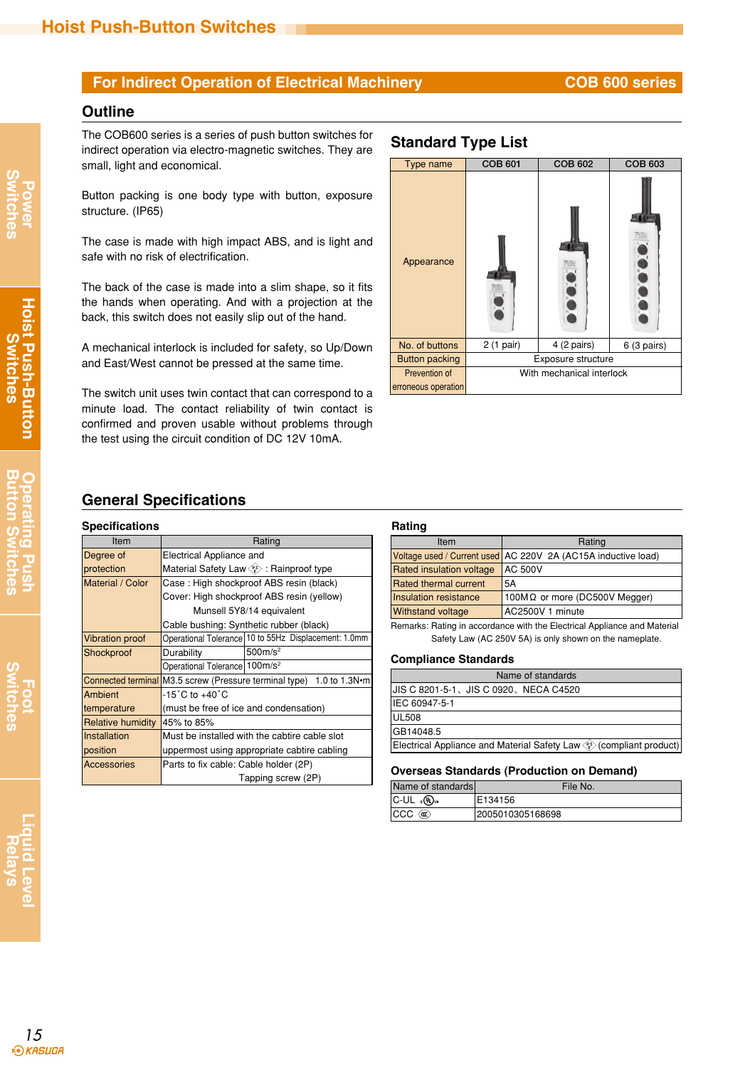# Hoist Push-Button Switches

## For Indirect Operation of Electrical Machinery — COB 600 series

### Outline

The COB600 series is a series of push button switches for indirect operation via electro-magnetic switches. They are small, light and economical.

Button packing is one body type with button, exposure structure. (IP65)

The case is made with high impact ABS, and is light and safe with no risk of electrification.

The back of the case is made into a slim shape, so it fits the hands when operating. And with a projection at the back, this switch does not easily slip out of the hand.

A mechanical interlock is included for safety, so Up/Down and East/West cannot be pressed at the same time.

The switch unit uses twin contact that can correspond to a minute load. The contact reliability of twin contact is confirmed and proven usable without problems through the test using the circuit condition of DC 12V 10mA.

### Standard Type List

| Type name | COB 601 | COB 602 | COB 603 |
|---|---|---|---|
| Appearance | | | |
| No. of buttons | 2 (1 pair) | 4 (2 pairs) | 6 (3 pairs) |
| Button packing | Exposure structure | | |
| Prevention of erroneous operation | With mechanical interlock | | |

### General Specifications

#### Specifications

| Item | Rating | |
|---|---|---|
| Degree of protection | Electrical Appliance and Material Safety Law PS : Rainproof type | |
| Material / Color | Case : High shockproof ABS resin (black)<br>Cover: High shockproof ABS resin (yellow)<br>Munsell 5Y8/14 equivalent<br>Cable bushing: Synthetic rubber (black) | |
| Vibration proof | Operational Tolerance | 10 to 55Hz Displacement: 1.0mm |
| Shockproof | Durability | 500m/s² |
| | Operational Tolerance | 100m/s² |
| Connected terminal | M3.5 screw (Pressure terminal type) 1.0 to 1.3N•m | |
| Ambient temperature | -15˚C to +40˚C (must be free of ice and condensation) | |
| Relative humidity | 45% to 85% | |
| Installation position | Must be installed with the cabtire cable slot uppermost using appropriate cabtire cabling | |
| Accessories | Parts to fix cable: Cable holder (2P)<br>Tapping screw (2P) | |

#### Rating

| Item | Rating |
|---|---|
| Voltage used / Current used | AC 220V 2A (AC15A inductive load) |
| Rated insulation voltage | AC 500V |
| Rated thermal current | 5A |
| Insulation resistance | 100MΩ or more (DC500V Megger) |
| Withstand voltage | AC2500V 1 minute |

Remarks: Rating in accordance with the Electrical Appliance and Material Safety Law (AC 250V 5A) is only shown on the nameplate.

#### Compliance Standards

| Name of standards |
|---|
| JIS C 8201-5-1、JIS C 0920、NECA C4520 |
| IEC 60947-5-1 |
| UL508 |
| GB14048.5 |
| Electrical Appliance and Material Safety Law PS (compliant product) |

#### Overseas Standards (Production on Demand)

| Name of standards | File No. |
|---|---|
| C-UL | E134156 |
| CCC | 2005010305168698 |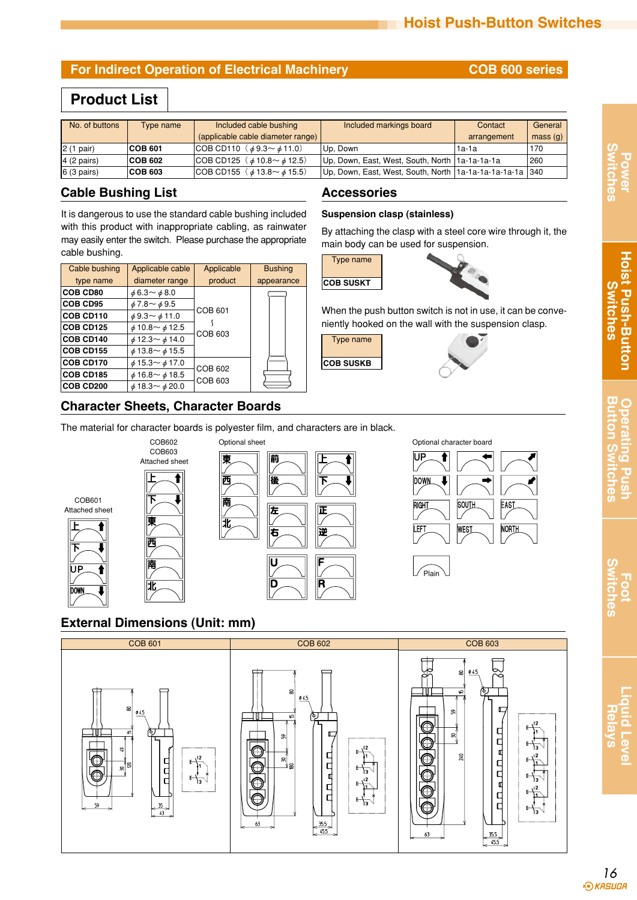## For Indirect Operation of Electrical Machinery — COB 600 series

### Product List

| No. of buttons | Type name | Included cable bushing (applicable cable diameter range) | Included markings board | Contact arrangement | General mass (g) |
|---|---|---|---|---|---|
| 2 (1 pair) | **COB 601** | COB CD110 (ϕ9.3～ϕ11.0) | Up, Down | 1a-1a | 170 |
| 4 (2 pairs) | **COB 602** | COB CD125 (ϕ10.8～ϕ12.5) | Up, Down, East, West, South, North | 1a-1a-1a-1a | 260 |
| 6 (3 pairs) | **COB 603** | COB CD155 (ϕ13.8～ϕ15.5) | Up, Down, East, West, South, North | 1a-1a-1a-1a-1a-1a | 340 |

### Cable Bushing List

It is dangerous to use the standard cable bushing included with this product with inappropriate cabling, as rainwater may easily enter the switch. Please purchase the appropriate cable bushing.

| Cable bushing type name | Applicable cable diameter range | Applicable product | Bushing appearance |
|---|---|---|---|
| **COB CD80** | ϕ6.3～ϕ8.0 | COB 601 ～ COB 603 | |
| **COB CD95** | ϕ7.8～ϕ9.5 | | |
| **COB CD110** | ϕ9.3～ϕ11.0 | | |
| **COB CD125** | ϕ10.8～ϕ12.5 | | |
| **COB CD140** | ϕ12.3～ϕ14.0 | | |
| **COB CD155** | ϕ13.8～ϕ15.5 | | |
| **COB CD170** | ϕ15.3～ϕ17.0 | COB 602 COB 603 | |
| **COB CD185** | ϕ16.8～ϕ18.5 | | |
| **COB CD200** | ϕ18.3～ϕ20.0 | | |

### Accessories

**Suspension clasp (stainless)**

By attaching the clasp with a steel core wire through it, the main body can be used for suspension.

| Type name |
|---|
| **COB SUSKT** |

When the push button switch is not in use, it can be conveniently hooked on the wall with the suspension clasp.

| Type name |
|---|
| **COB SUSKB** |

### Character Sheets, Character Boards

The material for character boards is polyester film, and characters are in black.

COB601 Attached sheet: 上, 下, UP, DOWN

COB602 COB603 Attached sheet: 上, 下, 東, 西, 南, 北

Optional sheet: 東, 西, 南, 北, 前, 後, 左, 右, U, D, 上, 下, 正, 逆, F, R

Optional character board: UP, DOWN, RIGHT, LEFT, SOUTH, WEST, EAST, NORTH, Plain

### External Dimensions (Unit: mm)

COB 601

80, ϕ4.5, 15, 49, 30, 120, 59, 35, 43

COB 602

80, ϕ4.5, 15, 59, 30, 180, 63, 35.5, 45.5

COB 603

80, ϕ4.5, 15, 59, 30, 240, 63, 35.5, 45.5